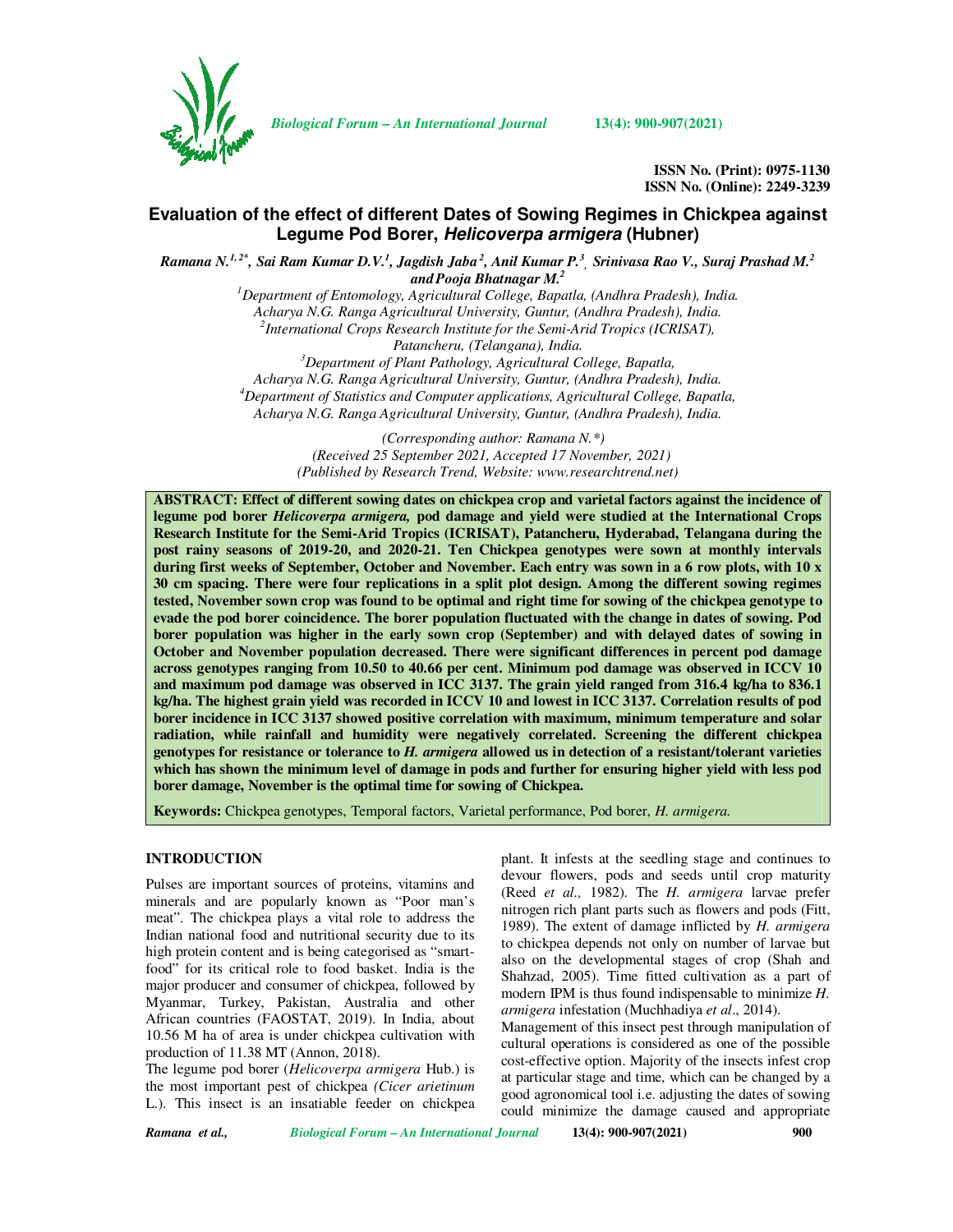ISSN No. (Print): 0975-1130
ISSN No. (Online): 2249-3239

# Evaluation of the effect of different Dates of Sowing Regimes in Chickpea against Legume Pod Borer, *Helicoverpa armigera* (Hubner)

*Ramana N.[1,2*], Sai Ram Kumar D.V.[1], Jagdish Jaba[2], Anil Kumar P.[3], Srinivasa Rao V., Suraj Prashad M.[2] and Pooja Bhatnagar M.[2]*

[1]Department of Entomology, Agricultural College, Bapatla, (Andhra Pradesh), India.
Acharya N.G. Ranga Agricultural University, Guntur, (Andhra Pradesh), India.
[2]International Crops Research Institute for the Semi-Arid Tropics (ICRISAT), Patancheru, (Telangana), India.
[3]Department of Plant Pathology, Agricultural College, Bapatla, Acharya N.G. Ranga Agricultural University, Guntur, (Andhra Pradesh), India.
[4]Department of Statistics and Computer applications, Agricultural College, Bapatla, Acharya N.G. Ranga Agricultural University, Guntur, (Andhra Pradesh), India.

*(Corresponding author: Ramana N.\*)*
*(Received 25 September 2021, Accepted 17 November, 2021)*
*(Published by Research Trend, Website: www.researchtrend.net)*

**ABSTRACT: Effect of different sowing dates on chickpea crop and varietal factors against the incidence of legume pod borer *Helicoverpa armigera,* pod damage and yield were studied at the International Crops Research Institute for the Semi-Arid Tropics (ICRISAT), Patancheru, Hyderabad, Telangana during the post rainy seasons of 2019-20, and 2020-21. Ten Chickpea genotypes were sown at monthly intervals during first weeks of September, October and November. Each entry was sown in a 6 row plots, with 10 x 30 cm spacing. There were four replications in a split plot design. Among the different sowing regimes tested, November sown crop was found to be optimal and right time for sowing of the chickpea genotype to evade the pod borer coincidence. The borer population fluctuated with the change in dates of sowing. Pod borer population was higher in the early sown crop (September) and with delayed dates of sowing in October and November population decreased. There were significant differences in percent pod damage across genotypes ranging from 10.50 to 40.66 per cent. Minimum pod damage was observed in ICCV 10 and maximum pod damage was observed in ICC 3137. The grain yield ranged from 316.4 kg/ha to 836.1 kg/ha. The highest grain yield was recorded in ICCV 10 and lowest in ICC 3137. Correlation results of pod borer incidence in ICC 3137 showed positive correlation with maximum, minimum temperature and solar radiation, while rainfall and humidity were negatively correlated. Screening the different chickpea genotypes for resistance or tolerance to *H. armigera* allowed us in detection of a resistant/tolerant varieties which has shown the minimum level of damage in pods and further for ensuring higher yield with less pod borer damage, November is the optimal time for sowing of Chickpea.**

**Keywords:** Chickpea genotypes, Temporal factors, Varietal performance, Pod borer, *H. armigera.*

## INTRODUCTION

Pulses are important sources of proteins, vitamins and minerals and are popularly known as "Poor man's meat". The chickpea plays a vital role to address the Indian national food and nutritional security due to its high protein content and is being categorised as "smart-food" for its critical role to food basket. India is the major producer and consumer of chickpea, followed by Myanmar, Turkey, Pakistan, Australia and other African countries (FAOSTAT, 2019). In India, about 10.56 M ha of area is under chickpea cultivation with production of 11.38 MT (Annon, 2018).

The legume pod borer (*Helicoverpa armigera* Hub.) is the most important pest of chickpea *(Cicer arietinum* L.). This insect is an insatiable feeder on chickpea plant. It infests at the seedling stage and continues to devour flowers, pods and seeds until crop maturity (Reed *et al.,* 1982). The *H. armigera* larvae prefer nitrogen rich plant parts such as flowers and pods (Fitt, 1989). The extent of damage inflicted by *H. armigera* to chickpea depends not only on number of larvae but also on the developmental stages of crop (Shah and Shahzad, 2005). Time fitted cultivation as a part of modern IPM is thus found indispensable to minimize *H. armigera* infestation (Muchhadiya *et al*., 2014).

Management of this insect pest through manipulation of cultural operations is considered as one of the possible cost-effective option. Majority of the insects infest crop at particular stage and time, which can be changed by a good agronomical tool i.e. adjusting the dates of sowing could minimize the damage caused and appropriate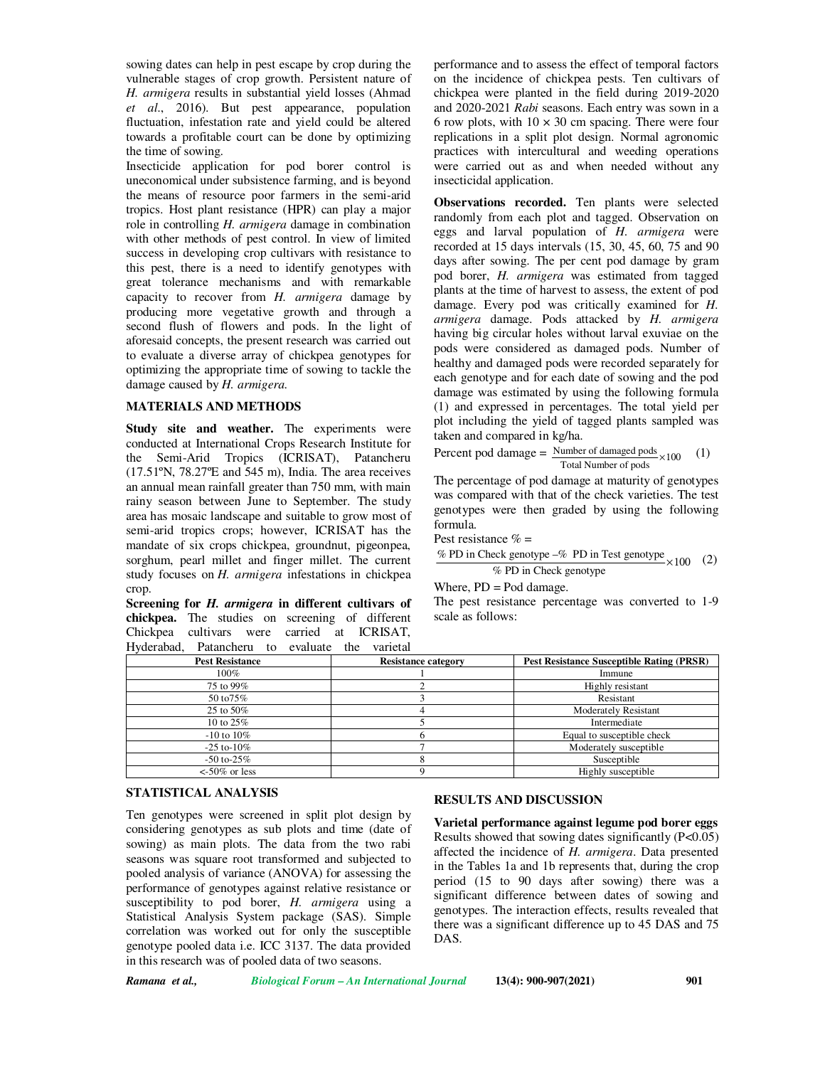sowing dates can help in pest escape by crop during the vulnerable stages of crop growth. Persistent nature of *H. armigera* results in substantial yield losses (Ahmad *et al*., 2016). But pest appearance, population fluctuation, infestation rate and yield could be altered towards a profitable court can be done by optimizing the time of sowing.

Insecticide application for pod borer control is uneconomical under subsistence farming, and is beyond the means of resource poor farmers in the semi-arid tropics. Host plant resistance (HPR) can play a major role in controlling *H. armigera* damage in combination with other methods of pest control. In view of limited success in developing crop cultivars with resistance to this pest, there is a need to identify genotypes with great tolerance mechanisms and with remarkable capacity to recover from *H. armigera* damage by producing more vegetative growth and through a second flush of flowers and pods. In the light of aforesaid concepts, the present research was carried out to evaluate a diverse array of chickpea genotypes for optimizing the appropriate time of sowing to tackle the damage caused by *H. armigera.*

## MATERIALS AND METHODS

**Study site and weather.** The experiments were conducted at International Crops Research Institute for the Semi-Arid Tropics (ICRISAT), Patancheru (17.51ºN, 78.27ºE and 545 m), India. The area receives an annual mean rainfall greater than 750 mm, with main rainy season between June to September. The study area has mosaic landscape and suitable to grow most of semi-arid tropics crops; however, ICRISAT has the mandate of six crops chickpea, groundnut, pigeonpea, sorghum, pearl millet and finger millet. The current study focuses on *H. armigera* infestations in chickpea crop.

**Screening for *H. armigera* in different cultivars of chickpea.** The studies on screening of different Chickpea cultivars were carried at ICRISAT, Hyderabad, Patancheru to evaluate the varietal performance and to assess the effect of temporal factors on the incidence of chickpea pests. Ten cultivars of chickpea were planted in the field during 2019-2020 and 2020-2021 *Rabi* seasons. Each entry was sown in a 6 row plots, with 10 × 30 cm spacing. There were four replications in a split plot design. Normal agronomic practices with intercultural and weeding operations were carried out as and when needed without any insecticidal application.

**Observations recorded.** Ten plants were selected randomly from each plot and tagged. Observation on eggs and larval population of *H. armigera* were recorded at 15 days intervals (15, 30, 45, 60, 75 and 90 days after sowing). The per cent pod damage by gram pod borer, *H. armigera* was estimated from tagged plants at the time of harvest to assess, the extent of pod damage. Every pod was critically examined for *H. armigera* damage. Pods attacked by *H. armigera* having big circular holes without larval exuviae on the pods were considered as damaged pods. Number of healthy and damaged pods were recorded separately for each genotype and for each date of sowing and the pod damage was estimated by using the following formula (1) and expressed in percentages. The total yield per plot including the yield of tagged plants sampled was taken and compared in kg/ha.

$$\text{Percent pod damage} = \frac{\text{Number of damaged pods}}{\text{Total Number of pods}} \times 100 \quad (1)$$

The percentage of pod damage at maturity of genotypes was compared with that of the check varieties. The test genotypes were then graded by using the following formula.

$$\text{Pest resistance \%} = \frac{\text{\% PD in Check genotype} - \text{\% PD in Test genotype}}{\text{\% PD in Check genotype}} \times 100 \quad (2)$$

Where, PD = Pod damage.

The pest resistance percentage was converted to 1-9 scale as follows:

| Pest Resistance | Resistance category | Pest Resistance Susceptible Rating (PRSR) |
|---|---|---|
| 100% | 1 | Immune |
| 75 to 99% | 2 | Highly resistant |
| 50 to75% | 3 | Resistant |
| 25 to 50% | 4 | Moderately Resistant |
| 10 to 25% | 5 | Intermediate |
| -10 to 10% | 6 | Equal to susceptible check |
| -25 to-10% | 7 | Moderately susceptible |
| -50 to-25% | 8 | Susceptible |
| <-50% or less | 9 | Highly susceptible |

## STATISTICAL ANALYSIS

Ten genotypes were screened in split plot design by considering genotypes as sub plots and time (date of sowing) as main plots. The data from the two rabi seasons was square root transformed and subjected to pooled analysis of variance (ANOVA) for assessing the performance of genotypes against relative resistance or susceptibility to pod borer, *H. armigera* using a Statistical Analysis System package (SAS). Simple correlation was worked out for only the susceptible genotype pooled data i.e. ICC 3137. The data provided in this research was of pooled data of two seasons.

## RESULTS AND DISCUSSION

**Varietal performance against legume pod borer eggs**

Results showed that sowing dates significantly ($P<0.05$) affected the incidence of *H. armigera*. Data presented in the Tables 1a and 1b represents that, during the crop period (15 to 90 days after sowing) there was a significant difference between dates of sowing and genotypes. The interaction effects, results revealed that there was a significant difference up to 45 DAS and 75 DAS.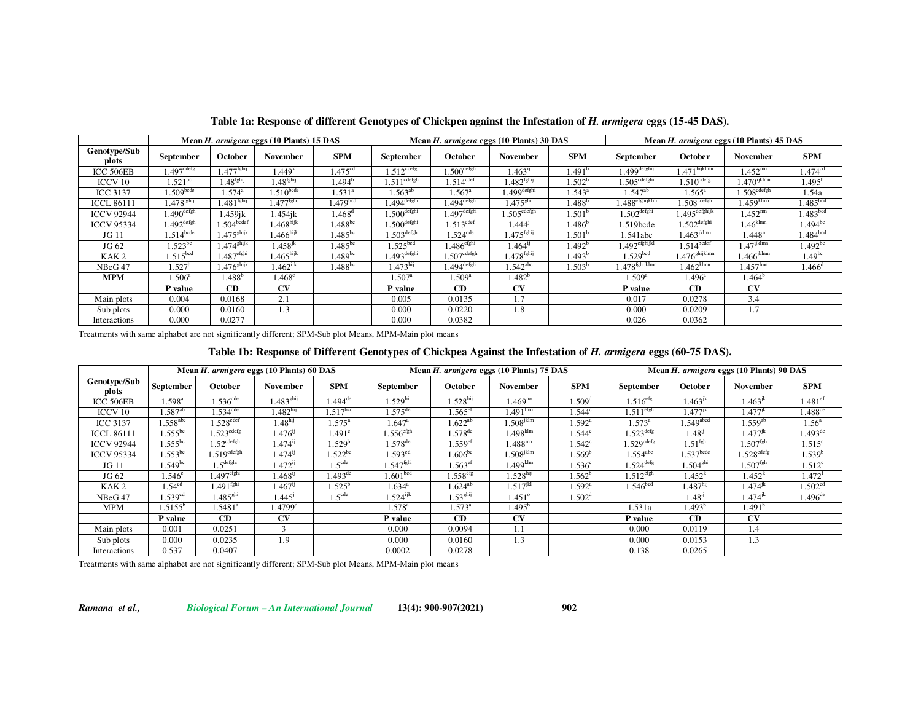**Table 1a: Response of different Genotypes of Chickpea against the Infestation of *H. armigera* eggs (15-45 DAS).**

| | Mean *H. armigera* eggs (10 Plants) 15 DAS | | | | Mean *H. armigera* eggs (10 Plants) 30 DAS | | | | Mean *H. armigera* eggs (10 Plants) 45 DAS | | | |
|---|---|---|---|---|---|---|---|---|---|---|---|---|
| Genotype/Sub plots | September | October | November | SPM | September | October | November | SPM | September | October | November | SPM |
| ICC 506EB | $1.497^{cdefg}$ | $1.477^{fghij}$ | $1.449^{k}$ | $1.475^{cd}$ | $1.512^{cdefg}$ | $1.500^{defghi}$ | $1.463^{ij}$ | $1.491^{b}$ | $1.499^{defghij}$ | $1.471^{hijklmn}$ | $1.452^{mn}$ | $1.474^{cd}$ |
| ICCV 10 | $1.521^{bc}$ | $1.48^{fghij}$ | $1.48^{fghij}$ | $1.494^{b}$ | $1.511^{cdefgh}$ | $1.514^{cdef}$ | $1.482^{fghij}$ | $1.502^{b}$ | $1.505^{cdefghi}$ | $1.510^{cdefg}$ | $1.470^{ijklmn}$ | $1.495^{b}$ |
| ICC 3137 | $1.509^{bcde}$ | $1.574^{a}$ | $1.510^{bcde}$ | $1.531^{a}$ | $1.563^{ab}$ | $1.567^{a}$ | $1.499^{defghi}$ | $1.543^{a}$ | $1.547^{ab}$ | $1.565^{a}$ | $1.508^{cdefgh}$ | 1.54a |
| ICCL 86111 | $1.478^{fghij}$ | $1.481^{fghij}$ | $1.477^{fghij}$ | $1.479^{bcd}$ | $1.494^{defghi}$ | $1.494^{defghi}$ | $1.475^{ghij}$ | $1.488^{b}$ | $1.488^{efghijklm}$ | $1.508^{cdefgh}$ | $1.459^{klmn}$ | $1.485^{bcd}$ |
| ICCV 92944 | $1.490^{defgh}$ | 1.459jk | 1.454jk | $1.468^{d}$ | $1.500^{defghi}$ | $1.497^{defghi}$ | $1.505^{cdefgh}$ | $1.501^{b}$ | $1.502^{defghi}$ | $1.495^{defghijk}$ | $1.452^{mn}$ | $1.483^{bcd}$ |
| ICCV 95334 | $1.492^{defgh}$ | $1.504^{bcdef}$ | $1.468^{hijk}$ | $1.488^{bc}$ | $1.500^{defghi}$ | $1.513^{cdef}$ | $1.444^{j}$ | $1.486^{b}$ | 1.519bcde | $1.502^{defghi}$ | $1.46^{klmn}$ | $1.494^{bc}$ |
| JG 11 | $1.514^{bcde}$ | $1.475^{ghijk}$ | $1.466^{hijk}$ | $1.485^{bc}$ | $1.503^{defgh}$ | $1.524^{cde}$ | $1.475^{fghij}$ | $1.501^{b}$ | 1.541abc | $1.463^{jklmn}$ | $1.448^{n}$ | $1.484^{bcd}$ |
| JG 62 | $1.523^{bc}$ | $1.474^{ghijk}$ | $1.458^{jk}$ | $1.485^{bc}$ | $1.525^{bcd}$ | $1.486^{efghi}$ | $1.464^{ij}$ | $1.492^{b}$ | $1.492^{efghijkl}$ | $1.514^{bcdef}$ | $1.47^{ijklmn}$ | $1.492^{bc}$ |
| KAK 2 | $1.515^{bcd}$ | $1.487^{efghi}$ | $1.465^{hijk}$ | $1.489^{bc}$ | $1.493^{defghi}$ | $1.507^{cdefgh}$ | $1.478^{fghij}$ | $1.493^{b}$ | $1.529^{bcd}$ | $1.476^{ghijklmn}$ | $1.466^{jklmn}$ | $1.49^{bc}$ |
| NBeG 47 | $1.527^{b}$ | $1.476^{ghijk}$ | $1.462^{ijk}$ | $1.488^{bc}$ | $1.473^{hij}$ | $1.494^{defghi}$ | $1.542^{abc}$ | $1.503^{b}$ | $1.478^{fghijklmn}$ | $1.462^{klmn}$ | $1.457^{lmn}$ | $1.466^{d}$ |
| **MPM** | $1.506^{a}$ | $1.488^{b}$ | $1.468^{c}$ | | $1.507^{a}$ | $1.509^{a}$ | $1.482^{b}$ | | $1.509^{a}$ | $1.496^{a}$ | $1.464^{b}$ | |
| | **P value** | **CD** | **CV** | | **P value** | **CD** | **CV** | | **P value** | **CD** | **CV** | |
| Main plots | 0.004 | 0.0168 | 2.1 | | 0.005 | 0.0135 | 1.7 | | 0.017 | 0.0278 | 3.4 | |
| Sub plots | 0.000 | 0.0160 | 1.3 | | 0.000 | 0.0220 | 1.8 | | 0.000 | 0.0209 | 1.7 | |
| Interactions | 0.000 | 0.0277 | | | 0.000 | 0.0382 | | | 0.026 | 0.0362 | | |

Treatments with same alphabet are not significantly different; SPM-Sub plot Means, MPM-Main plot means

**Table 1b: Response of Different Genotypes of Chickpea Against the Infestation of *H. armigera* eggs (60-75 DAS).**

| | Mean *H. armigera* eggs (10 Plants) 60 DAS | | | | Mean *H. armigera* eggs (10 Plants) 75 DAS | | | | Mean *H. armigera* eggs (10 Plants) 90 DAS | | | |
|---|---|---|---|---|---|---|---|---|---|---|---|---|
| Genotype/Sub plots | September | October | November | SPM | September | October | November | SPM | September | October | November | SPM |
| ICC 506EB | $1.598^{a}$ | $1.536^{cde}$ | $1.483^{ghij}$ | $1.494^{de}$ | $1.529^{hij}$ | $1.528^{hij}$ | $1.469^{no}$ | $1.509^{d}$ | $1.516^{efg}$ | $1.463^{jk}$ | $1.463^{jk}$ | $1.481^{ef}$ |
| ICCV 10 | $1.587^{ab}$ | $1.534^{cde}$ | $1.482^{hij}$ | $1.517^{bcd}$ | $1.575^{de}$ | $1.565^{ef}$ | $1.491^{lmn}$ | $1.544^{c}$ | $1.511^{efgh}$ | $1.477^{jk}$ | $1.477^{jk}$ | $1.488^{de}$ |
| ICC 3137 | $1.558^{abc}$ | $1.528^{cdef}$ | $1.48^{hij}$ | $1.575^{a}$ | $1.647^{a}$ | $1.622^{ab}$ | $1.508^{jklm}$ | $1.592^{a}$ | $1.573^{a}$ | $1.549^{abcd}$ | $1.559^{ab}$ | $1.56^{a}$ |
| ICCL 86111 | $1.555^{bc}$ | $1.523^{cdefg}$ | $1.476^{ij}$ | $1.491^{e}$ | $1.556^{efgh}$ | $1.578^{de}$ | $1.498^{klm}$ | $1.544^{c}$ | $1.523^{defg}$ | $1.48^{ij}$ | $1.477^{jk}$ | $1.493^{de}$ |
| ICCV 92944 | $1.555^{bc}$ | $1.52^{cdefgh}$ | $1.474^{ij}$ | $1.529^{b}$ | $1.578^{de}$ | $1.559^{ef}$ | $1.488^{mn}$ | $1.542^{c}$ | $1.529^{cdefg}$ | $1.51^{fgh}$ | $1.507^{fgh}$ | $1.515^{c}$ |
| ICCV 95334 | $1.553^{bc}$ | $1.519^{cdefgh}$ | $1.474^{ij}$ | $1.522^{bc}$ | $1.593^{cd}$ | $1.606^{bc}$ | $1.508^{jklm}$ | $1.569^{b}$ | $1.554^{abc}$ | $1.537^{bcde}$ | $1.528^{cdefg}$ | $1.539^{b}$ |
| JG 11 | $1.549^{bc}$ | $1.5^{defghi}$ | $1.472^{ij}$ | $1.5^{cde}$ | $1.547^{fghi}$ | $1.563^{ef}$ | $1.499^{klm}$ | $1.536^{c}$ | $1.524^{defg}$ | $1.504^{ghi}$ | $1.507^{fgh}$ | $1.512^{c}$ |
| JG 62 | $1.546^{c}$ | $1.497^{efghi}$ | $1.468^{ij}$ | $1.493^{de}$ | $1.601^{bcd}$ | $1.558^{efg}$ | $1.528^{hij}$ | $1.562^{b}$ | $1.512^{efgh}$ | $1.452^{k}$ | $1.452^{k}$ | $1.472^{f}$ |
| KAK 2 | $1.54^{cd}$ | $1.491^{fghi}$ | $1.467^{ij}$ | $1.525^{b}$ | $1.634^{a}$ | $1.624^{ab}$ | $1.517^{jkl}$ | $1.592^{a}$ | $1.546^{bcd}$ | $1.487^{hij}$ | $1.474^{jk}$ | $1.502^{cd}$ |
| NBeG 47 | $1.539^{cd}$ | $1.485^{ghi}$ | $1.445^{j}$ | $1.5^{cde}$ | $1.524^{ijk}$ | $1.53^{ghij}$ | $1.451^{o}$ | $1.502^{d}$ | | $1.48^{ij}$ | $1.474^{jk}$ | $1.496^{de}$ |
| MPM | $1.5155^{b}$ | $1.5481^{a}$ | $1.4799^{c}$ | | $1.578^{a}$ | $1.573^{a}$ | $1.495^{b}$ | | 1.531a | $1.493^{b}$ | $1.491^{b}$ | |
| | **P value** | **CD** | **CV** | | **P value** | **CD** | **CV** | | **P value** | **CD** | **CV** | |
| Main plots | 0.001 | 0.0251 | 3 | | 0.000 | 0.0094 | 1.1 | | 0.000 | 0.0119 | 1.4 | |
| Sub plots | 0.000 | 0.0235 | 1.9 | | 0.000 | 0.0160 | 1.3 | | 0.000 | 0.0153 | 1.3 | |
| Interactions | 0.537 | 0.0407 | | | 0.0002 | 0.0278 | | | 0.138 | 0.0265 | | |

Treatments with same alphabet are not significantly different; SPM-Sub plot Means, MPM-Main plot means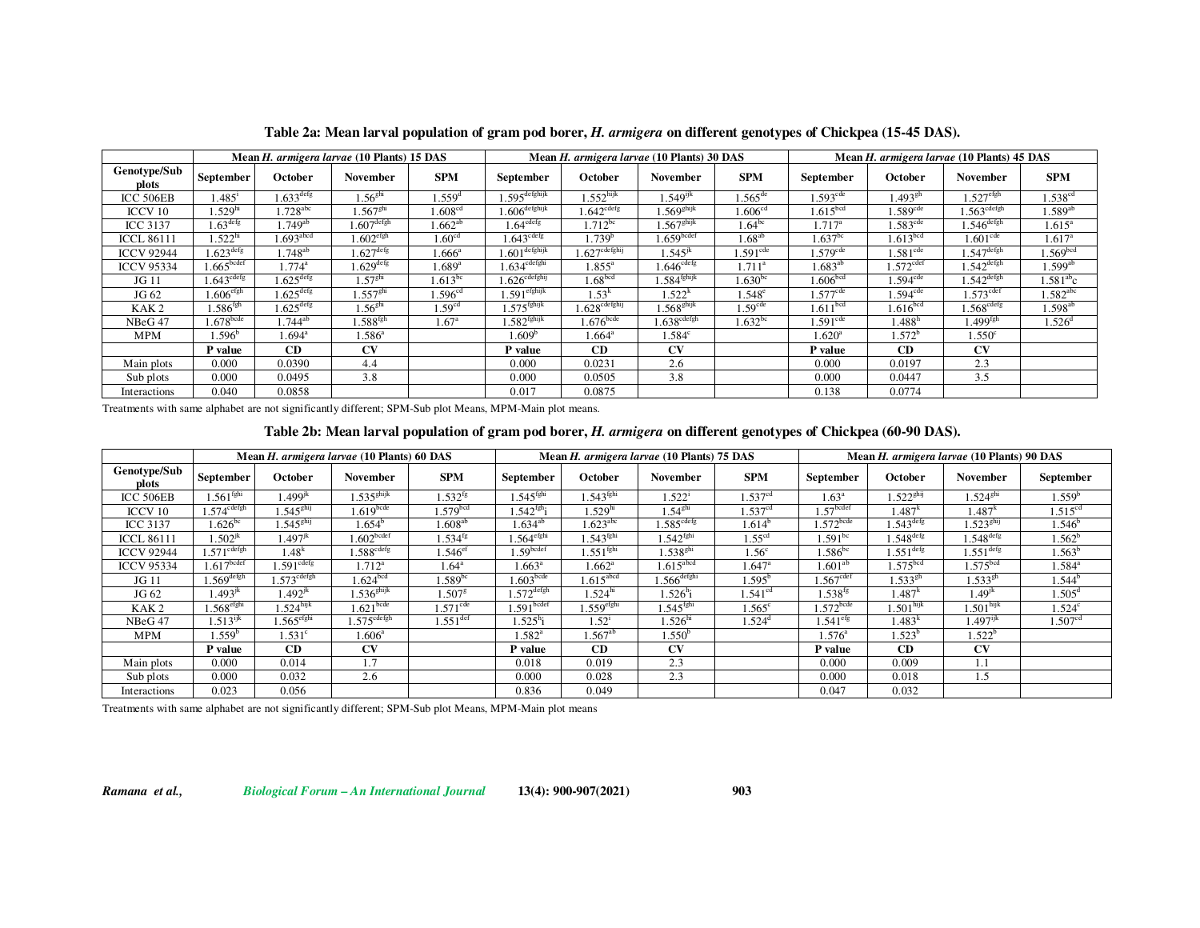**Table 2a: Mean larval population of gram pod borer, *H. armigera* on different genotypes of Chickpea (15-45 DAS).**

| | Mean *H. armigera larvae* (10 Plants) 15 DAS | | | | Mean *H. armigera larvae* (10 Plants) 30 DAS | | | | Mean *H. armigera larvae* (10 Plants) 45 DAS | | | |
|---|---|---|---|---|---|---|---|---|---|---|---|---|
| Genotype/Sub plots | September | October | November | SPM | September | October | November | SPM | September | October | November | SPM |
| ICC 506EB | $1.485^{i}$ | $1.633^{defg}$ | $1.56^{ghi}$ | $1.559^{d}$ | $1.595^{defghijk}$ | $1.552^{hijk}$ | $1.549^{ijk}$ | $1.565^{de}$ | $1.593^{cde}$ | $1.493^{gh}$ | $1.527^{efgh}$ | $1.538^{cd}$ |
| ICCV 10 | $1.529^{hi}$ | $1.728^{abc}$ | $1.567^{ghi}$ | $1.608^{cd}$ | $1.606^{defghijk}$ | $1.642^{cdefg}$ | $1.569^{ghijk}$ | $1.606^{cd}$ | $1.615^{bcd}$ | $1.589^{cde}$ | $1.563^{cdefgh}$ | $1.589^{ab}$ |
| ICC 3137 | $1.63^{defg}$ | $1.749^{ab}$ | $1.607^{defgh}$ | $1.662^{ab}$ | $1.64^{cdefg}$ | $1.712^{bc}$ | $1.567^{ghijk}$ | $1.64^{bc}$ | $1.717^{a}$ | $1.583^{cde}$ | $1.546^{defgh}$ | $1.615^{a}$ |
| ICCL 86111 | $1.522^{hi}$ | $1.693^{abcd}$ | $1.602^{efgh}$ | $1.60^{cd}$ | $1.643^{cdefg}$ | $1.739^{b}$ | $1.659^{bcdef}$ | $1.68^{ab}$ | $1.637^{bc}$ | $1.613^{bcd}$ | $1.601^{cde}$ | $1.617^{a}$ |
| ICCV 92944 | $1.623^{defg}$ | $1.748^{ab}$ | $1.627^{defg}$ | $1.666^{a}$ | $1.601^{defghijk}$ | $1.627^{cdefghij}$ | $1.545^{jk}$ | $1.591^{cde}$ | $1.579^{cde}$ | $1.581^{cde}$ | $1.547^{defgh}$ | $1.569^{bcd}$ |
| ICCV 95334 | $1.665^{bcdef}$ | $1.774^{a}$ | $1.629^{defg}$ | $1.689^{a}$ | $1.634^{cdefghi}$ | $1.855^{a}$ | $1.646^{cdefg}$ | $1.711^{a}$ | $1.683^{ab}$ | $1.572^{cdef}$ | $1.542^{defgh}$ | $1.599^{ab}$ |
| JG 11 | $1.643^{cdefg}$ | $1.625^{defg}$ | $1.57^{ghi}$ | $1.613^{bc}$ | $1.626^{cdefghij}$ | $1.68^{bcd}$ | $1.584^{fghijk}$ | $1.630^{bc}$ | $1.606^{bcd}$ | $1.594^{cde}$ | $1.542^{defgh}$ | $1.581^{ab}c$ |
| JG 62 | $1.606^{efgh}$ | $1.625^{defg}$ | $1.557^{ghi}$ | $1.596^{cd}$ | $1.591^{efghijk}$ | $1.53^{k}$ | $1.522^{k}$ | $1.548^{e}$ | $1.577^{cde}$ | $1.594^{cde}$ | $1.573^{cdef}$ | $1.582^{abc}$ |
| KAK 2 | $1.586^{fgh}$ | $1.625^{defg}$ | $1.56^{ghi}$ | $1.59^{cd}$ | $1.575^{fghijk}$ | $1.628^{cdefghij}$ | $1.568^{ghijk}$ | $1.59^{cde}$ | $1.611^{bcd}$ | $1.616^{bcd}$ | $1.568^{cdefg}$ | $1.598^{ab}$ |
| NBeG 47 | $1.678^{bcde}$ | $1.744^{ab}$ | $1.588^{fgh}$ | $1.67^{a}$ | $1.582^{fghijk}$ | $1.676^{bcde}$ | $1.638^{cdefgh}$ | $1.632^{bc}$ | $1.591^{cde}$ | $1.488^{h}$ | $1.499^{fgh}$ | $1.526^{d}$ |
| MPM | $1.596^{b}$ | $1.694^{a}$ | $1.586^{a}$ | | $1.609^{b}$ | $1.664^{a}$ | $1.584^{c}$ | | $1.620^{a}$ | $1.572^{b}$ | $1.550^{c}$ | |
| | **P value** | **CD** | **CV** | | **P value** | **CD** | **CV** | | **P value** | **CD** | **CV** | |
| Main plots | 0.000 | 0.0390 | 4.4 | | 0.000 | 0.0231 | 2.6 | | 0.000 | 0.0197 | 2.3 | |
| Sub plots | 0.000 | 0.0495 | 3.8 | | 0.000 | 0.0505 | 3.8 | | 0.000 | 0.0447 | 3.5 | |
| Interactions | 0.040 | 0.0858 | | | 0.017 | 0.0875 | | | 0.138 | 0.0774 | | |

Treatments with same alphabet are not significantly different; SPM-Sub plot Means, MPM-Main plot means.

**Table 2b: Mean larval population of gram pod borer, *H. armigera* on different genotypes of Chickpea (60-90 DAS).**

| | Mean *H. armigera larvae* (10 Plants) 60 DAS | | | | Mean *H. armigera larvae* (10 Plants) 75 DAS | | | | Mean *H. armigera larvae* (10 Plants) 90 DAS | | | |
|---|---|---|---|---|---|---|---|---|---|---|---|---|
| Genotype/Sub plots | September | October | November | SPM | September | October | November | SPM | September | October | November | September |
| ICC 506EB | $1.561^{fghi}$ | $1.499^{jk}$ | $1.535^{ghijk}$ | $1.532^{fg}$ | $1.545^{fghi}$ | $1.543^{fghi}$ | $1.522^{i}$ | $1.537^{cd}$ | $1.63^{a}$ | $1.522^{ghij}$ | $1.524^{ghi}$ | $1.559^{b}$ |
| ICCV 10 | $1.574^{cdefgh}$ | $1.545^{ghij}$ | $1.619^{bcde}$ | $1.579^{bcd}$ | $1.542^{fgh}i$ | $1.529^{hi}$ | $1.54^{ghi}$ | $1.537^{cd}$ | $1.57^{bcdef}$ | $1.487^{k}$ | $1.487^{k}$ | $1.515^{cd}$ |
| ICC 3137 | $1.626^{bc}$ | $1.545^{ghij}$ | $1.654^{b}$ | $1.608^{ab}$ | $1.634^{ab}$ | $1.623^{abc}$ | $1.585^{cdefg}$ | $1.614^{b}$ | $1.572^{bcde}$ | $1.543^{defg}$ | $1.523^{ghij}$ | $1.546^{b}$ |
| ICCL 86111 | $1.502^{jk}$ | $1.497^{jk}$ | $1.602^{bcdef}$ | $1.534^{fg}$ | $1.564^{efghi}$ | $1.543^{fghi}$ | $1.542^{fghi}$ | $1.55^{cd}$ | $1.591^{bc}$ | $1.548^{defg}$ | $1.548^{defg}$ | $1.562^{b}$ |
| ICCV 92944 | $1.571^{cdefgh}$ | $1.48^{k}$ | $1.588^{cdefg}$ | $1.546^{ef}$ | $1.59^{bcdef}$ | $1.551^{fghi}$ | $1.538^{ghi}$ | $1.56^{c}$ | $1.586^{bc}$ | $1.551^{defg}$ | $1.551^{defg}$ | $1.563^{b}$ |
| ICCV 95334 | $1.617^{bcdef}$ | $1.591^{cdefg}$ | $1.712^{a}$ | $1.64^{a}$ | $1.663^{a}$ | $1.662^{a}$ | $1.615^{abcd}$ | $1.647^{a}$ | $1.601^{ab}$ | $1.575^{bcd}$ | $1.575^{bcd}$ | $1.584^{a}$ |
| JG 11 | $1.569^{defgh}$ | $1.573^{cdefgh}$ | $1.624^{bcd}$ | $1.589^{bc}$ | $1.603^{bcde}$ | $1.615^{abcd}$ | $1.566^{defghi}$ | $1.595^{b}$ | $1.567^{cdef}$ | $1.533^{gh}$ | $1.533^{gh}$ | $1.544^{b}$ |
| JG 62 | $1.493^{jk}$ | $1.492^{jk}$ | $1.536^{ghijk}$ | $1.507^{g}$ | $1.572^{defgh}$ | $1.524^{hi}$ | $1.526^{h}i$ | $1.541^{cd}$ | $1.538^{fg}$ | $1.487^{k}$ | $1.49^{jk}$ | $1.505^{d}$ |
| KAK 2 | $1.568^{efghi}$ | $1.524^{hijk}$ | $1.621^{bcde}$ | $1.571^{cde}$ | $1.591^{bcdef}$ | $1.559^{efghi}$ | $1.545^{fghi}$ | $1.565^{c}$ | $1.572^{bcde}$ | $1.501^{hijk}$ | $1.501^{hijk}$ | $1.524^{c}$ |
| NBeG 47 | $1.513^{ijk}$ | $1.565^{efghi}$ | $1.575^{cdefgh}$ | $1.551^{def}$ | $1.525^{h}i$ | $1.52^{i}$ | $1.526^{hi}$ | $1.524^{d}$ | $1.541^{efg}$ | $1.483^{k}$ | $1.497^{ijk}$ | $1.507^{cd}$ |
| MPM | $1.559^{b}$ | $1.531^{c}$ | $1.606^{a}$ | | $1.582^{a}$ | $1.567^{ab}$ | $1.550^{b}$ | | $1.576^{a}$ | $1.523^{b}$ | $1.522^{b}$ | |
| | **P value** | **CD** | **CV** | | **P value** | **CD** | **CV** | | **P value** | **CD** | **CV** | |
| Main plots | 0.000 | 0.014 | 1.7 | | 0.018 | 0.019 | 2.3 | | 0.000 | 0.009 | 1.1 | |
| Sub plots | 0.000 | 0.032 | 2.6 | | 0.000 | 0.028 | 2.3 | | 0.000 | 0.018 | 1.5 | |
| Interactions | 0.023 | 0.056 | | | 0.836 | 0.049 | | | 0.047 | 0.032 | | |

Treatments with same alphabet are not significantly different; SPM-Sub plot Means, MPM-Main plot means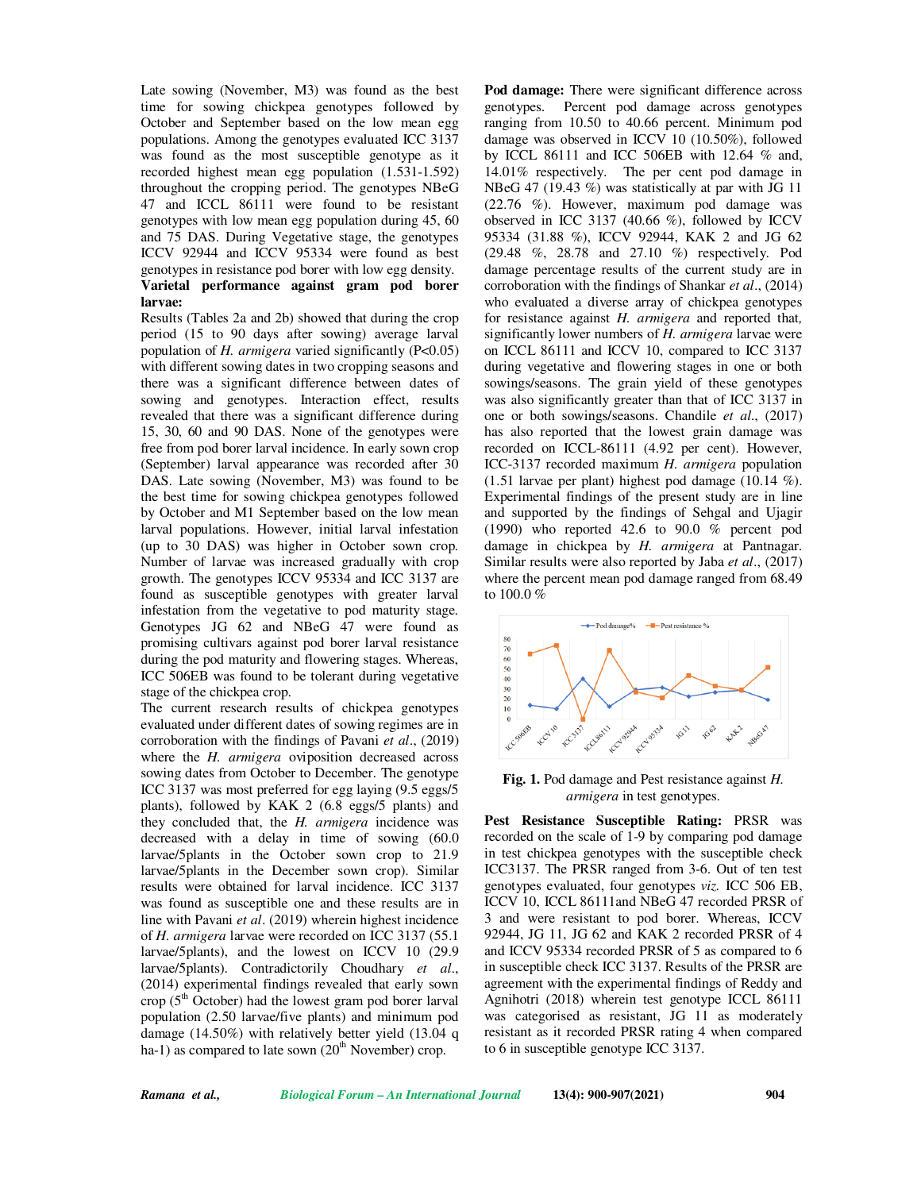Late sowing (November, M3) was found as the best time for sowing chickpea genotypes followed by October and September based on the low mean egg populations. Among the genotypes evaluated ICC 3137 was found as the most susceptible genotype as it recorded highest mean egg population (1.531-1.592) throughout the cropping period. The genotypes NBeG 47 and ICCL 86111 were found to be resistant genotypes with low mean egg population during 45, 60 and 75 DAS. During Vegetative stage, the genotypes ICCV 92944 and ICCV 95334 were found as best genotypes in resistance pod borer with low egg density.

**Varietal performance against gram pod borer larvae:**

Results (Tables 2a and 2b) showed that during the crop period (15 to 90 days after sowing) average larval population of *H. armigera* varied significantly ($P<0.05$) with different sowing dates in two cropping seasons and there was a significant difference between dates of sowing and genotypes. Interaction effect, results revealed that there was a significant difference during 15, 30, 60 and 90 DAS. None of the genotypes were free from pod borer larval incidence. In early sown crop (September) larval appearance was recorded after 30 DAS. Late sowing (November, M3) was found to be the best time for sowing chickpea genotypes followed by October and M1 September based on the low mean larval populations. However, initial larval infestation (up to 30 DAS) was higher in October sown crop. Number of larvae was increased gradually with crop growth. The genotypes ICCV 95334 and ICC 3137 are found as susceptible genotypes with greater larval infestation from the vegetative to pod maturity stage. Genotypes JG 62 and NBeG 47 were found as promising cultivars against pod borer larval resistance during the pod maturity and flowering stages. Whereas, ICC 506EB was found to be tolerant during vegetative stage of the chickpea crop.

The current research results of chickpea genotypes evaluated under different dates of sowing regimes are in corroboration with the findings of Pavani *et al*., (2019) where the *H. armigera* oviposition decreased across sowing dates from October to December. The genotype ICC 3137 was most preferred for egg laying (9.5 eggs/5 plants), followed by KAK 2 (6.8 eggs/5 plants) and they concluded that, the *H. armigera* incidence was decreased with a delay in time of sowing (60.0 larvae/5plants in the October sown crop to 21.9 larvae/5plants in the December sown crop). Similar results were obtained for larval incidence. ICC 3137 was found as susceptible one and these results are in line with Pavani *et al*. (2019) wherein highest incidence of *H. armigera* larvae were recorded on ICC 3137 (55.1 larvae/5plants), and the lowest on ICCV 10 (29.9 larvae/5plants). Contradictorily Choudhary *et al*., (2014) experimental findings revealed that early sown crop (5$^{th}$ October) had the lowest gram pod borer larval population (2.50 larvae/five plants) and minimum pod damage (14.50%) with relatively better yield (13.04 q ha-1) as compared to late sown (20$^{th}$ November) crop.

**Pod damage:** There were significant difference across genotypes. Percent pod damage across genotypes ranging from 10.50 to 40.66 percent. Minimum pod damage was observed in ICCV 10 (10.50%), followed by ICCL 86111 and ICC 506EB with 12.64 % and, 14.01% respectively. The per cent pod damage in NBeG 47 (19.43 %) was statistically at par with JG 11 (22.76 %). However, maximum pod damage was observed in ICC 3137 (40.66 %), followed by ICCV 95334 (31.88 %), ICCV 92944, KAK 2 and JG 62 (29.48 %, 28.78 and 27.10 %) respectively. Pod damage percentage results of the current study are in corroboration with the findings of Shankar *et al*., (2014) who evaluated a diverse array of chickpea genotypes for resistance against *H. armigera* and reported that, significantly lower numbers of *H. armigera* larvae were on ICCL 86111 and ICCV 10, compared to ICC 3137 during vegetative and flowering stages in one or both sowings/seasons. The grain yield of these genotypes was also significantly greater than that of ICC 3137 in one or both sowings/seasons. Chandile *et al*., (2017) has also reported that the lowest grain damage was recorded on ICCL-86111 (4.92 per cent). However, ICC-3137 recorded maximum *H. armigera* population (1.51 larvae per plant) highest pod damage (10.14 %). Experimental findings of the present study are in line and supported by the findings of Sehgal and Ujagir (1990) who reported 42.6 to 90.0 % percent pod damage in chickpea by *H. armigera* at Pantnagar. Similar results were also reported by Jaba *et al*., (2017) where the percent mean pod damage ranged from 68.49 to 100.0 %

**Fig. 1.** Pod damage and Pest resistance against *H. armigera* in test genotypes.

**Pest Resistance Susceptible Rating:** PRSR was recorded on the scale of 1-9 by comparing pod damage in test chickpea genotypes with the susceptible check ICC3137. The PRSR ranged from 3-6. Out of ten test genotypes evaluated, four genotypes *viz*. ICC 506 EB, ICCV 10, ICCL 86111and NBeG 47 recorded PRSR of 3 and were resistant to pod borer. Whereas, ICCV 92944, JG 11, JG 62 and KAK 2 recorded PRSR of 4 and ICCV 95334 recorded PRSR of 5 as compared to 6 in susceptible check ICC 3137. Results of the PRSR are agreement with the experimental findings of Reddy and Agnihotri (2018) wherein test genotype ICCL 86111 was categorised as resistant, JG 11 as moderately resistant as it recorded PRSR rating 4 when compared to 6 in susceptible genotype ICC 3137.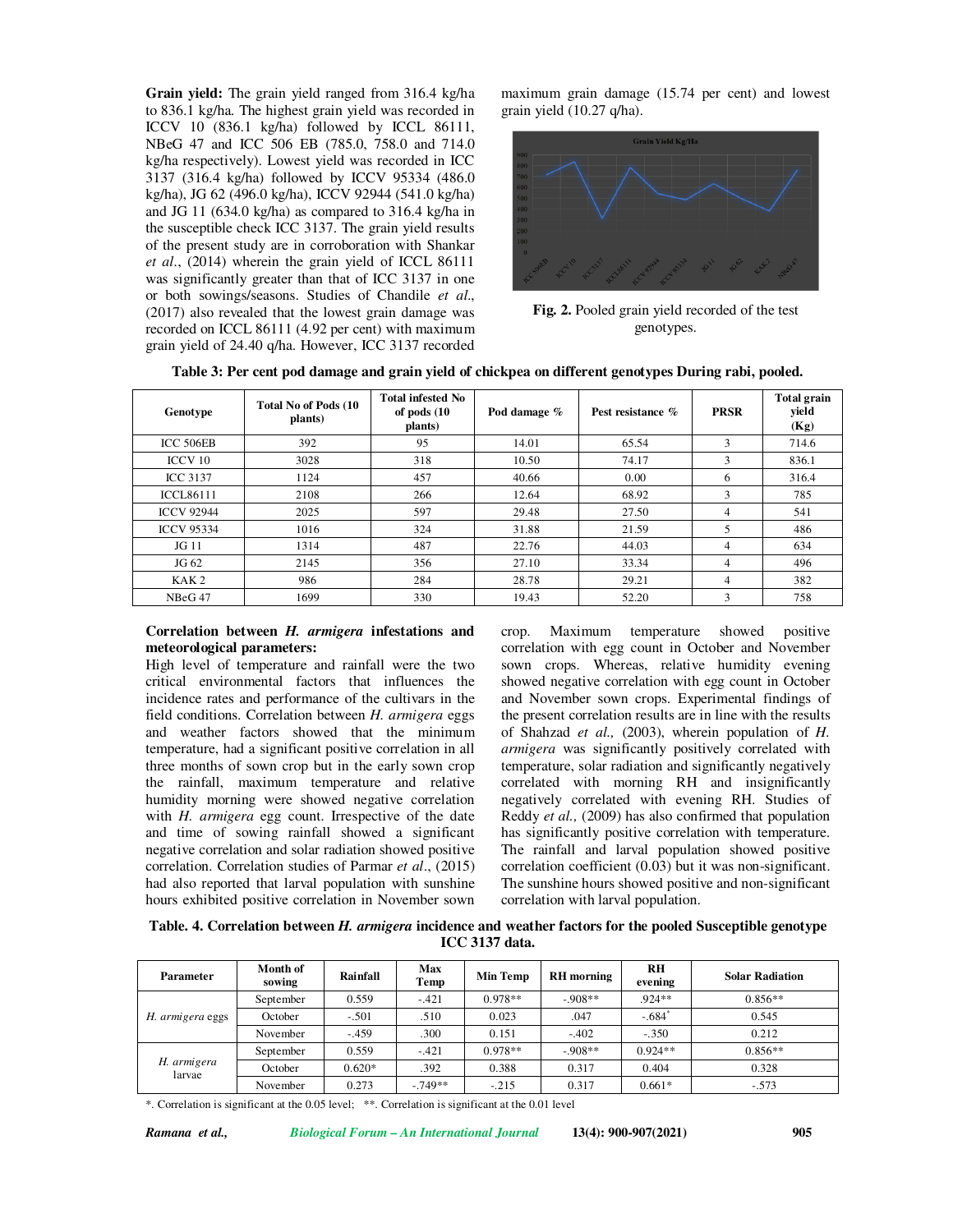**Grain yield:** The grain yield ranged from 316.4 kg/ha to 836.1 kg/ha. The highest grain yield was recorded in ICCV 10 (836.1 kg/ha) followed by ICCL 86111, NBeG 47 and ICC 506 EB (785.0, 758.0 and 714.0 kg/ha respectively). Lowest yield was recorded in ICC 3137 (316.4 kg/ha) followed by ICCV 95334 (486.0 kg/ha), JG 62 (496.0 kg/ha), ICCV 92944 (541.0 kg/ha) and JG 11 (634.0 kg/ha) as compared to 316.4 kg/ha in the susceptible check ICC 3137. The grain yield results of the present study are in corroboration with Shankar *et al*., (2014) wherein the grain yield of ICCL 86111 was significantly greater than that of ICC 3137 in one or both sowings/seasons. Studies of Chandile *et al*., (2017) also revealed that the lowest grain damage was recorded on ICCL 86111 (4.92 per cent) with maximum grain yield of 24.40 q/ha. However, ICC 3137 recorded maximum grain damage (15.74 per cent) and lowest grain yield (10.27 q/ha).

**Fig. 2.** Pooled grain yield recorded of the test genotypes.

**Table 3: Per cent pod damage and grain yield of chickpea on different genotypes During rabi, pooled.**

| Genotype | Total No of Pods (10 plants) | Total infested No of pods (10 plants) | Pod damage % | Pest resistance % | PRSR | Total grain yield (Kg) |
|---|---|---|---|---|---|---|
| ICC 506EB | 392 | 95 | 14.01 | 65.54 | 3 | 714.6 |
| ICCV 10 | 3028 | 318 | 10.50 | 74.17 | 3 | 836.1 |
| ICC 3137 | 1124 | 457 | 40.66 | 0.00 | 6 | 316.4 |
| ICCL86111 | 2108 | 266 | 12.64 | 68.92 | 3 | 785 |
| ICCV 92944 | 2025 | 597 | 29.48 | 27.50 | 4 | 541 |
| ICCV 95334 | 1016 | 324 | 31.88 | 21.59 | 5 | 486 |
| JG 11 | 1314 | 487 | 22.76 | 44.03 | 4 | 634 |
| JG 62 | 2145 | 356 | 27.10 | 33.34 | 4 | 496 |
| KAK 2 | 986 | 284 | 28.78 | 29.21 | 4 | 382 |
| NBeG 47 | 1699 | 330 | 19.43 | 52.20 | 3 | 758 |

**Correlation between *H. armigera* infestations and meteorological parameters:**

High level of temperature and rainfall were the two critical environmental factors that influences the incidence rates and performance of the cultivars in the field conditions. Correlation between *H. armigera* eggs and weather factors showed that the minimum temperature, had a significant positive correlation in all three months of sown crop but in the early sown crop the rainfall, maximum temperature and relative humidity morning were showed negative correlation with *H. armigera* egg count. Irrespective of the date and time of sowing rainfall showed a significant negative correlation and solar radiation showed positive correlation. Correlation studies of Parmar *et al*., (2015) had also reported that larval population with sunshine hours exhibited positive correlation in November sown crop. Maximum temperature showed positive correlation with egg count in October and November sown crops. Whereas, relative humidity evening showed negative correlation with egg count in October and November sown crops. Experimental findings of the present correlation results are in line with the results of Shahzad *et al.,* (2003), wherein population of *H. armigera* was significantly positively correlated with temperature, solar radiation and significantly negatively correlated with morning RH and insignificantly negatively correlated with evening RH. Studies of Reddy *et al.,* (2009) has also confirmed that population has significantly positive correlation with temperature. The rainfall and larval population showed positive correlation coefficient (0.03) but it was non-significant. The sunshine hours showed positive and non-significant correlation with larval population.

**Table. 4. Correlation between *H. armigera* incidence and weather factors for the pooled Susceptible genotype ICC 3137 data.**

| Parameter | Month of sowing | Rainfall | Max Temp | Min Temp | RH morning | RH evening | Solar Radiation |
|---|---|---|---|---|---|---|---|
| *H. armigera* eggs | September | 0.559 | -.421 | 0.978** | -.908** | .924** | 0.856** |
| | October | -.501 | .510 | 0.023 | .047 | -.684* | 0.545 |
| | November | -.459 | .300 | 0.151 | -.402 | -.350 | 0.212 |
| *H. armigera* larvae | September | 0.559 | -.421 | 0.978** | -.908** | 0.924** | 0.856** |
| | October | 0.620* | .392 | 0.388 | 0.317 | 0.404 | 0.328 |
| | November | 0.273 | -.749** | -.215 | 0.317 | 0.661* | -.573 |

*. Correlation is significant at the 0.05 level; **. Correlation is significant at the 0.01 level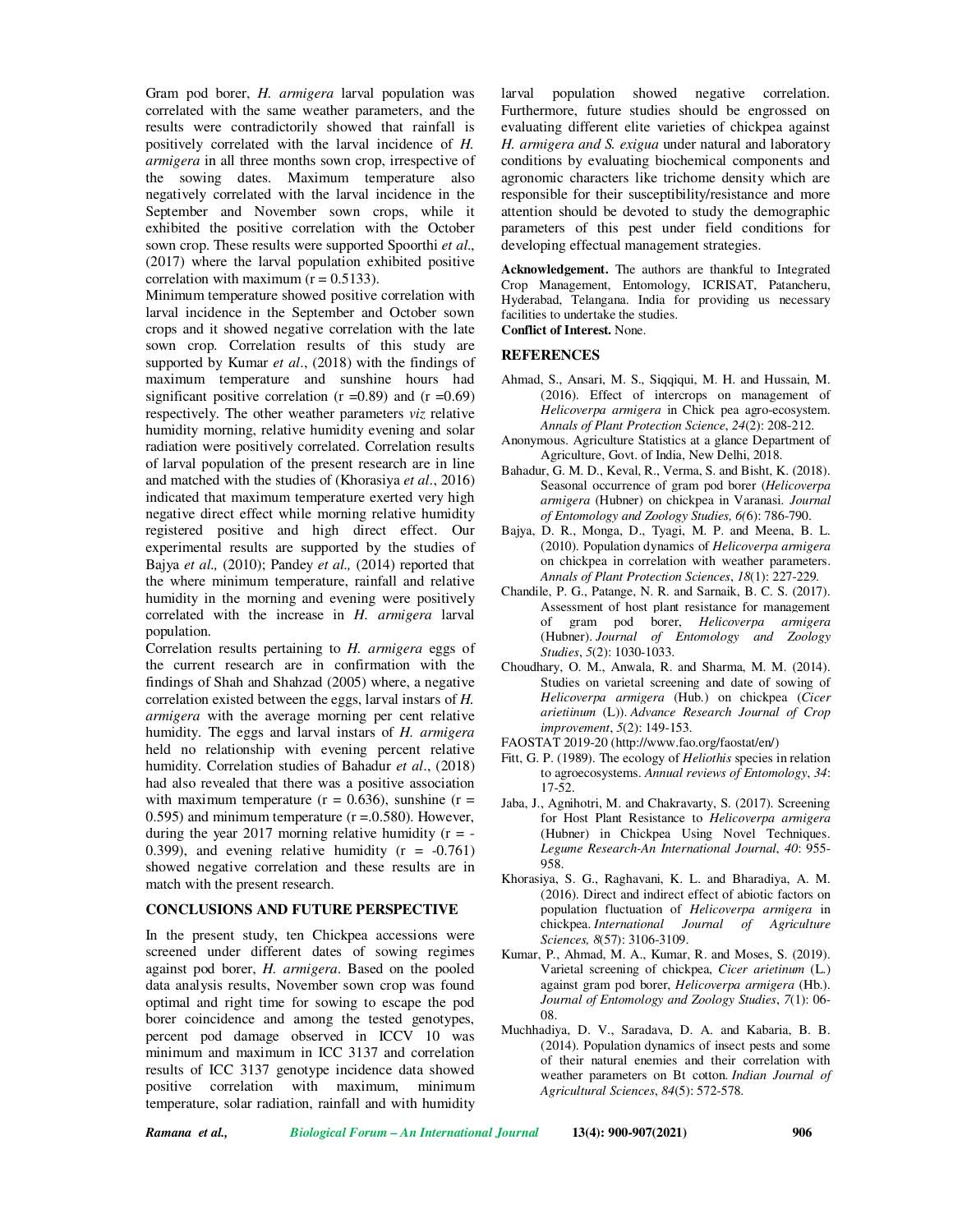Gram pod borer, *H. armigera* larval population was correlated with the same weather parameters, and the results were contradictorily showed that rainfall is positively correlated with the larval incidence of *H. armigera* in all three months sown crop, irrespective of the sowing dates. Maximum temperature also negatively correlated with the larval incidence in the September and November sown crops, while it exhibited the positive correlation with the October sown crop. These results were supported Spoorthi *et al*., (2017) where the larval population exhibited positive correlation with maximum (r = 0.5133).

Minimum temperature showed positive correlation with larval incidence in the September and October sown crops and it showed negative correlation with the late sown crop. Correlation results of this study are supported by Kumar *et al*., (2018) with the findings of maximum temperature and sunshine hours had significant positive correlation (r =0.89) and (r =0.69) respectively. The other weather parameters *viz* relative humidity morning, relative humidity evening and solar radiation were positively correlated. Correlation results of larval population of the present research are in line and matched with the studies of (Khorasiya *et al*., 2016) indicated that maximum temperature exerted very high negative direct effect while morning relative humidity registered positive and high direct effect. Our experimental results are supported by the studies of Bajya *et al.,* (2010); Pandey *et al.,* (2014) reported that the where minimum temperature, rainfall and relative humidity in the morning and evening were positively correlated with the increase in *H. armigera* larval population.

Correlation results pertaining to *H. armigera* eggs of the current research are in confirmation with the findings of Shah and Shahzad (2005) where, a negative correlation existed between the eggs, larval instars of *H. armigera* with the average morning per cent relative humidity. The eggs and larval instars of *H. armigera* held no relationship with evening percent relative humidity. Correlation studies of Bahadur *et al*., (2018) had also revealed that there was a positive association with maximum temperature (r = 0.636), sunshine (r = 0.595) and minimum temperature (r =.0.580). However, during the year 2017 morning relative humidity (r = -0.399), and evening relative humidity (r = -0.761) showed negative correlation and these results are in match with the present research.

## CONCLUSIONS AND FUTURE PERSPECTIVE

In the present study, ten Chickpea accessions were screened under different dates of sowing regimes against pod borer, *H. armigera*. Based on the pooled data analysis results, November sown crop was found optimal and right time for sowing to escape the pod borer coincidence and among the tested genotypes, percent pod damage observed in ICCV 10 was minimum and maximum in ICC 3137 and correlation results of ICC 3137 genotype incidence data showed positive correlation with maximum, minimum temperature, solar radiation, rainfall and with humidity larval population showed negative correlation. Furthermore, future studies should be engrossed on evaluating different elite varieties of chickpea against *H. armigera and S. exigua* under natural and laboratory conditions by evaluating biochemical components and agronomic characters like trichome density which are responsible for their susceptibility/resistance and more attention should be devoted to study the demographic parameters of this pest under field conditions for developing effectual management strategies.

**Acknowledgement.** The authors are thankful to Integrated Crop Management, Entomology, ICRISAT, Patancheru, Hyderabad, Telangana. India for providing us necessary facilities to undertake the studies.

**Conflict of Interest.** None.

## REFERENCES

Ahmad, S., Ansari, M. S., Siqqiqui, M. H. and Hussain, M. (2016). Effect of intercrops on management of *Helicoverpa armigera* in Chick pea agro-ecosystem. *Annals of Plant Protection Science*, *24*(2): 208-212.

Anonymous. Agriculture Statistics at a glance Department of Agriculture, Govt. of India, New Delhi, 2018.

Bahadur, G. M. D., Keval, R., Verma, S. and Bisht, K. (2018). Seasonal occurrence of gram pod borer (*Helicoverpa armigera* (Hubner) on chickpea in Varanasi. *Journal of Entomology and Zoology Studies, 6*(6): 786-790.

Bajya, D. R., Monga, D., Tyagi, M. P. and Meena, B. L. (2010). Population dynamics of *Helicoverpa armigera* on chickpea in correlation with weather parameters. *Annals of Plant Protection Sciences*, *18*(1): 227-229.

Chandile, P. G., Patange, N. R. and Sarnaik, B. C. S. (2017). Assessment of host plant resistance for management of gram pod borer, *Helicoverpa armigera* (Hubner). *Journal of Entomology and Zoology Studies*, *5*(2): 1030-1033.

Choudhary, O. M., Anwala, R. and Sharma, M. M. (2014). Studies on varietal screening and date of sowing of *Helicoverpa armigera* (Hub.) on chickpea (*Cicer arietiinum* (L)). *Advance Research Journal of Crop improvement*, *5*(2): 149-153.

FAOSTAT 2019-20 (http://www.fao.org/faostat/en/)

Fitt, G. P. (1989). The ecology of *Heliothis* species in relation to agroecosystems. *Annual reviews of Entomology*, *34*: 17-52.

Jaba, J., Agnihotri, M. and Chakravarty, S. (2017). Screening for Host Plant Resistance to *Helicoverpa armigera* (Hubner) in Chickpea Using Novel Techniques. *Legume Research-An International Journal*, *40*: 955-958.

Khorasiya, S. G., Raghavani, K. L. and Bharadiya, A. M. (2016). Direct and indirect effect of abiotic factors on population fluctuation of *Helicoverpa armigera* in chickpea. *International Journal of Agriculture Sciences, 8*(57): 3106-3109.

Kumar, P., Ahmad, M. A., Kumar, R. and Moses, S. (2019). Varietal screening of chickpea, *Cicer arietinum* (L.) against gram pod borer, *Helicoverpa armigera* (Hb.). *Journal of Entomology and Zoology Studies*, *7*(1): 06-08.

Muchhadiya, D. V., Saradava, D. A. and Kabaria, B. B. (2014). Population dynamics of insect pests and some of their natural enemies and their correlation with weather parameters on Bt cotton. *Indian Journal of Agricultural Sciences*, *84*(5): 572-578.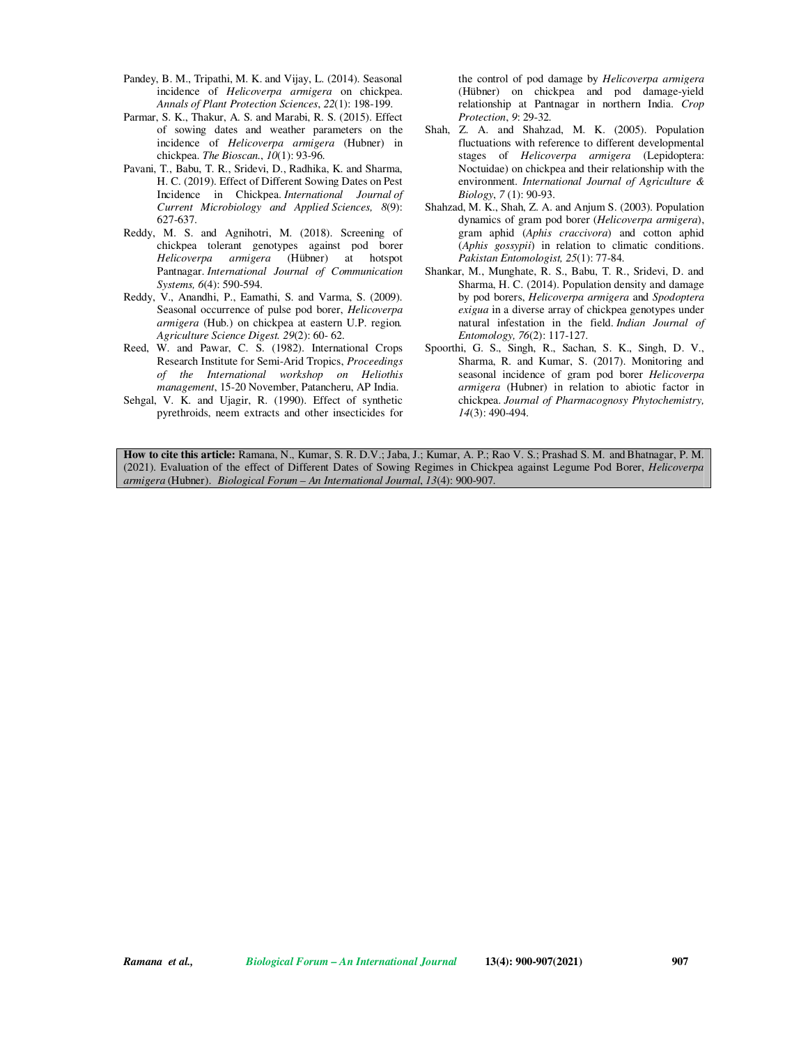Pandey, B. M., Tripathi, M. K. and Vijay, L. (2014). Seasonal incidence of *Helicoverpa armigera* on chickpea. *Annals of Plant Protection Sciences*, *22*(1): 198-199.

Parmar, S. K., Thakur, A. S. and Marabi, R. S. (2015). Effect of sowing dates and weather parameters on the incidence of *Helicoverpa armigera* (Hubner) in chickpea. *The Bioscan.*, *10*(1): 93-96.

Pavani, T., Babu, T. R., Sridevi, D., Radhika, K. and Sharma, H. C. (2019). Effect of Different Sowing Dates on Pest Incidence in Chickpea. *International Journal of Current Microbiology and Applied Sciences, 8*(9): 627-637.

Reddy, M. S. and Agnihotri, M. (2018). Screening of chickpea tolerant genotypes against pod borer *Helicoverpa armigera* (Hübner) at hotspot Pantnagar. *International Journal of Communication Systems, 6*(4): 590-594.

Reddy, V., Anandhi, P., Eamathi, S. and Varma, S. (2009). Seasonal occurrence of pulse pod borer, *Helicoverpa armigera* (Hub.) on chickpea at eastern U.P. region. *Agriculture Science Digest. 29*(2): 60- 62.

Reed, W. and Pawar, C. S. (1982). International Crops Research Institute for Semi-Arid Tropics, *Proceedings of the International workshop on Heliothis management*, 15-20 November, Patancheru, AP India.

Sehgal, V. K. and Ujagir, R. (1990). Effect of synthetic pyrethroids, neem extracts and other insecticides for the control of pod damage by *Helicoverpa armigera* (Hübner) on chickpea and pod damage-yield relationship at Pantnagar in northern India. *Crop Protection*, *9*: 29-32.

Shah, Z. A. and Shahzad, M. K. (2005). Population fluctuations with reference to different developmental stages of *Helicoverpa armigera* (Lepidoptera: Noctuidae) on chickpea and their relationship with the environment. *International Journal of Agriculture & Biology*, *7* (1): 90-93.

Shahzad, M. K., Shah, Z. A. and Anjum S. (2003). Population dynamics of gram pod borer (*Helicoverpa armigera*), gram aphid (*Aphis craccivora*) and cotton aphid (*Aphis gossypii*) in relation to climatic conditions. *Pakistan Entomologist, 25*(1): 77-84.

Shankar, M., Munghate, R. S., Babu, T. R., Sridevi, D. and Sharma, H. C. (2014). Population density and damage by pod borers, *Helicoverpa armigera* and *Spodoptera exigua* in a diverse array of chickpea genotypes under natural infestation in the field. *Indian Journal of Entomology, 76*(2): 117-127.

Spoorthi, G. S., Singh, R., Sachan, S. K., Singh, D. V., Sharma, R. and Kumar, S. (2017). Monitoring and seasonal incidence of gram pod borer *Helicoverpa armigera* (Hubner) in relation to abiotic factor in chickpea. *Journal of Pharmacognosy Phytochemistry, 14*(3): 490-494.

**How to cite this article:** Ramana, N., Kumar, S. R. D.V.; Jaba, J.; Kumar, A. P.; Rao V. S.; Prashad S. M. and Bhatnagar, P. M. (2021). Evaluation of the effect of Different Dates of Sowing Regimes in Chickpea against Legume Pod Borer, *Helicoverpa armigera* (Hubner). *Biological Forum – An International Journal*, *13*(4): 900-907.